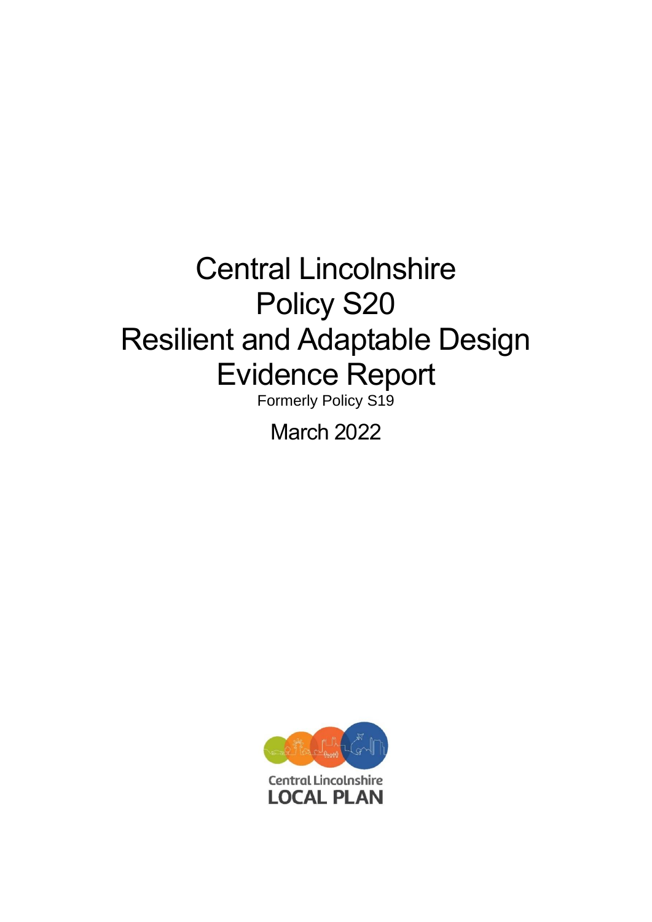# Central Lincolnshire Policy S20 Resilient and Adaptable Design Evidence Report

Formerly Policy S19

March 2022

Central Lincolnshire
LOCAL PLAN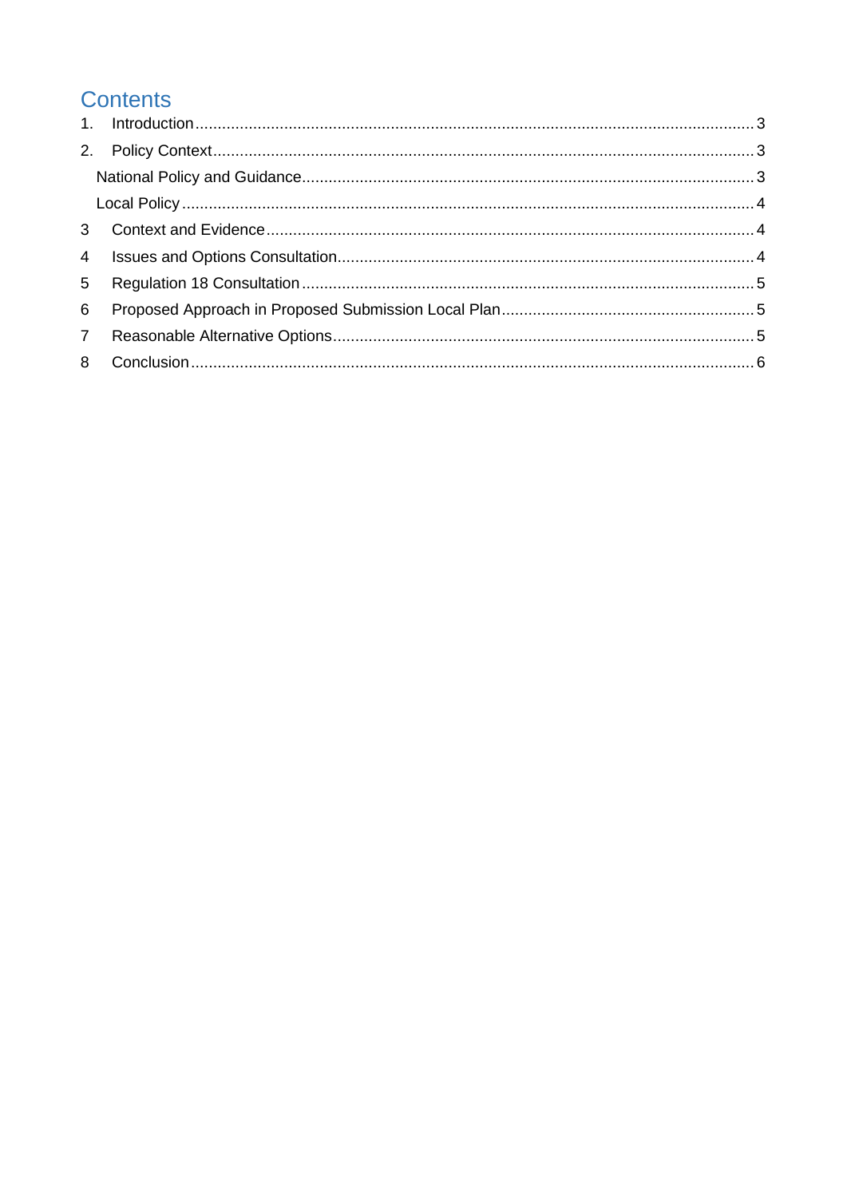# Contents

1. Introduction ............................................................ 3
2. Policy Context ............................................................ 3
   National Policy and Guidance ............................................................ 3
   Local Policy ............................................................ 4
3 Context and Evidence ............................................................ 4
4 Issues and Options Consultation ............................................................ 4
5 Regulation 18 Consultation ............................................................ 5
6 Proposed Approach in Proposed Submission Local Plan ............................................................ 5
7 Reasonable Alternative Options ............................................................ 5
8 Conclusion ............................................................ 6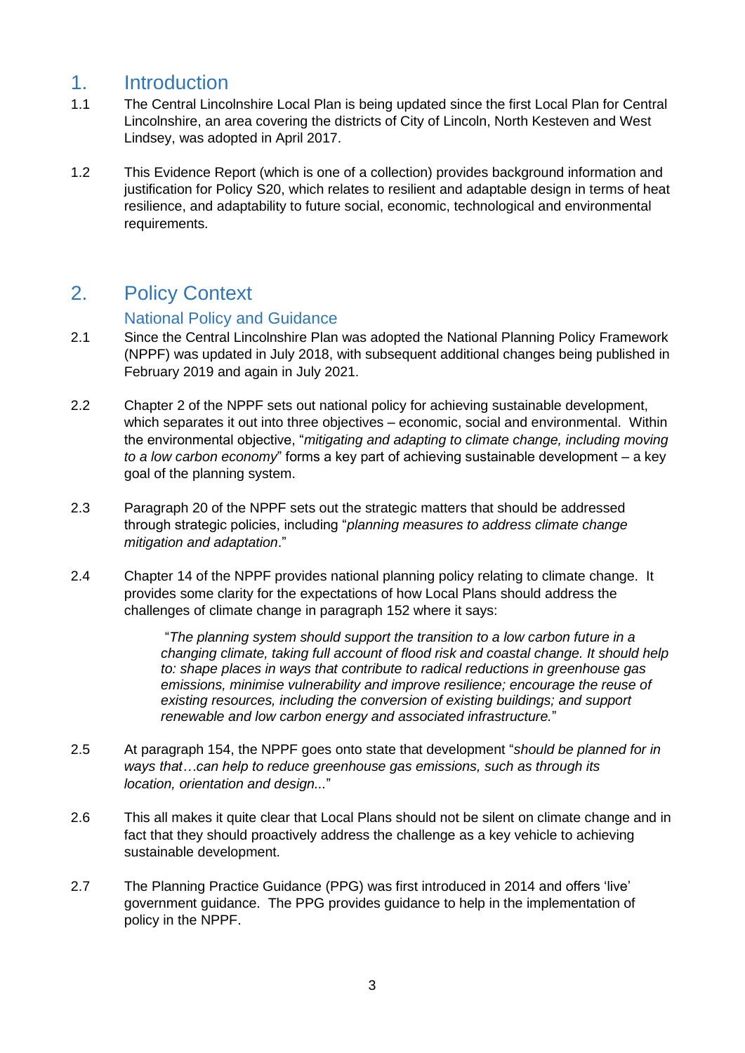# 1. Introduction

1.1 The Central Lincolnshire Local Plan is being updated since the first Local Plan for Central Lincolnshire, an area covering the districts of City of Lincoln, North Kesteven and West Lindsey, was adopted in April 2017.

1.2 This Evidence Report (which is one of a collection) provides background information and justification for Policy S20, which relates to resilient and adaptable design in terms of heat resilience, and adaptability to future social, economic, technological and environmental requirements.

# 2. Policy Context

## National Policy and Guidance

2.1 Since the Central Lincolnshire Plan was adopted the National Planning Policy Framework (NPPF) was updated in July 2018, with subsequent additional changes being published in February 2019 and again in July 2021.

2.2 Chapter 2 of the NPPF sets out national policy for achieving sustainable development, which separates it out into three objectives – economic, social and environmental. Within the environmental objective, "*mitigating and adapting to climate change, including moving to a low carbon economy*" forms a key part of achieving sustainable development – a key goal of the planning system.

2.3 Paragraph 20 of the NPPF sets out the strategic matters that should be addressed through strategic policies, including "*planning measures to address climate change mitigation and adaptation*."

2.4 Chapter 14 of the NPPF provides national planning policy relating to climate change. It provides some clarity for the expectations of how Local Plans should address the challenges of climate change in paragraph 152 where it says:

> "*The planning system should support the transition to a low carbon future in a changing climate, taking full account of flood risk and coastal change. It should help to: shape places in ways that contribute to radical reductions in greenhouse gas emissions, minimise vulnerability and improve resilience; encourage the reuse of existing resources, including the conversion of existing buildings; and support renewable and low carbon energy and associated infrastructure.*"

2.5 At paragraph 154, the NPPF goes onto state that development "*should be planned for in ways that…can help to reduce greenhouse gas emissions, such as through its location, orientation and design...*"

2.6 This all makes it quite clear that Local Plans should not be silent on climate change and in fact that they should proactively address the challenge as a key vehicle to achieving sustainable development.

2.7 The Planning Practice Guidance (PPG) was first introduced in 2014 and offers 'live' government guidance. The PPG provides guidance to help in the implementation of policy in the NPPF.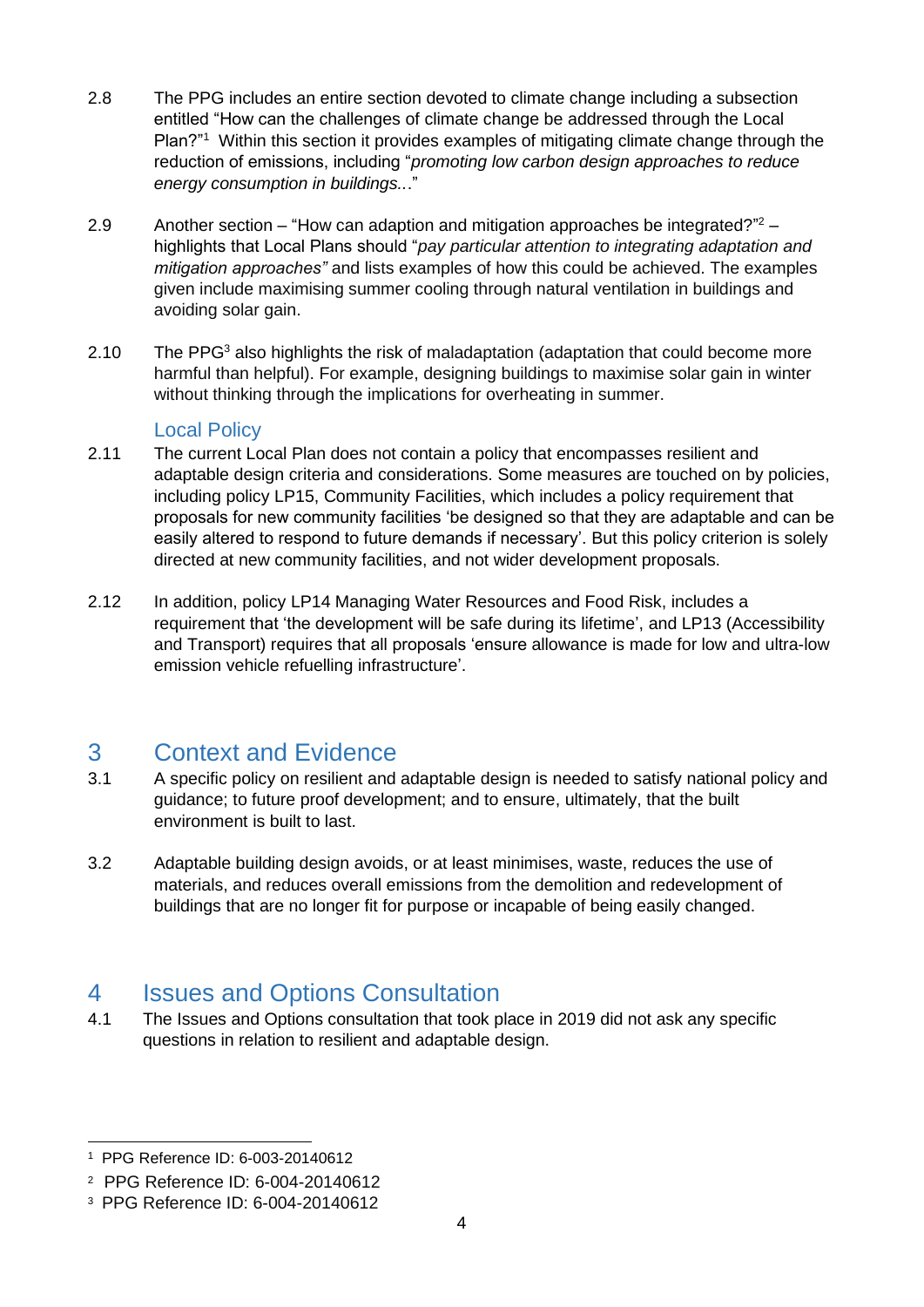2.8 The PPG includes an entire section devoted to climate change including a subsection entitled "How can the challenges of climate change be addressed through the Local Plan?"[1] Within this section it provides examples of mitigating climate change through the reduction of emissions, including "*promoting low carbon design approaches to reduce energy consumption in buildings…*"

2.9 Another section – "How can adaption and mitigation approaches be integrated?"[2] – highlights that Local Plans should "*pay particular attention to integrating adaptation and mitigation approaches"* and lists examples of how this could be achieved. The examples given include maximising summer cooling through natural ventilation in buildings and avoiding solar gain.

2.10 The PPG[3] also highlights the risk of maladaptation (adaptation that could become more harmful than helpful). For example, designing buildings to maximise solar gain in winter without thinking through the implications for overheating in summer.

### Local Policy

2.11 The current Local Plan does not contain a policy that encompasses resilient and adaptable design criteria and considerations. Some measures are touched on by policies, including policy LP15, Community Facilities, which includes a policy requirement that proposals for new community facilities 'be designed so that they are adaptable and can be easily altered to respond to future demands if necessary'. But this policy criterion is solely directed at new community facilities, and not wider development proposals.

2.12 In addition, policy LP14 Managing Water Resources and Food Risk, includes a requirement that 'the development will be safe during its lifetime', and LP13 (Accessibility and Transport) requires that all proposals 'ensure allowance is made for low and ultra-low emission vehicle refuelling infrastructure'.

## 3 Context and Evidence

3.1 A specific policy on resilient and adaptable design is needed to satisfy national policy and guidance; to future proof development; and to ensure, ultimately, that the built environment is built to last.

3.2 Adaptable building design avoids, or at least minimises, waste, reduces the use of materials, and reduces overall emissions from the demolition and redevelopment of buildings that are no longer fit for purpose or incapable of being easily changed.

## 4 Issues and Options Consultation

4.1 The Issues and Options consultation that took place in 2019 did not ask any specific questions in relation to resilient and adaptable design.

---

[1] PPG Reference ID: 6-003-20140612

[2] PPG Reference ID: 6-004-20140612

[3] PPG Reference ID: 6-004-20140612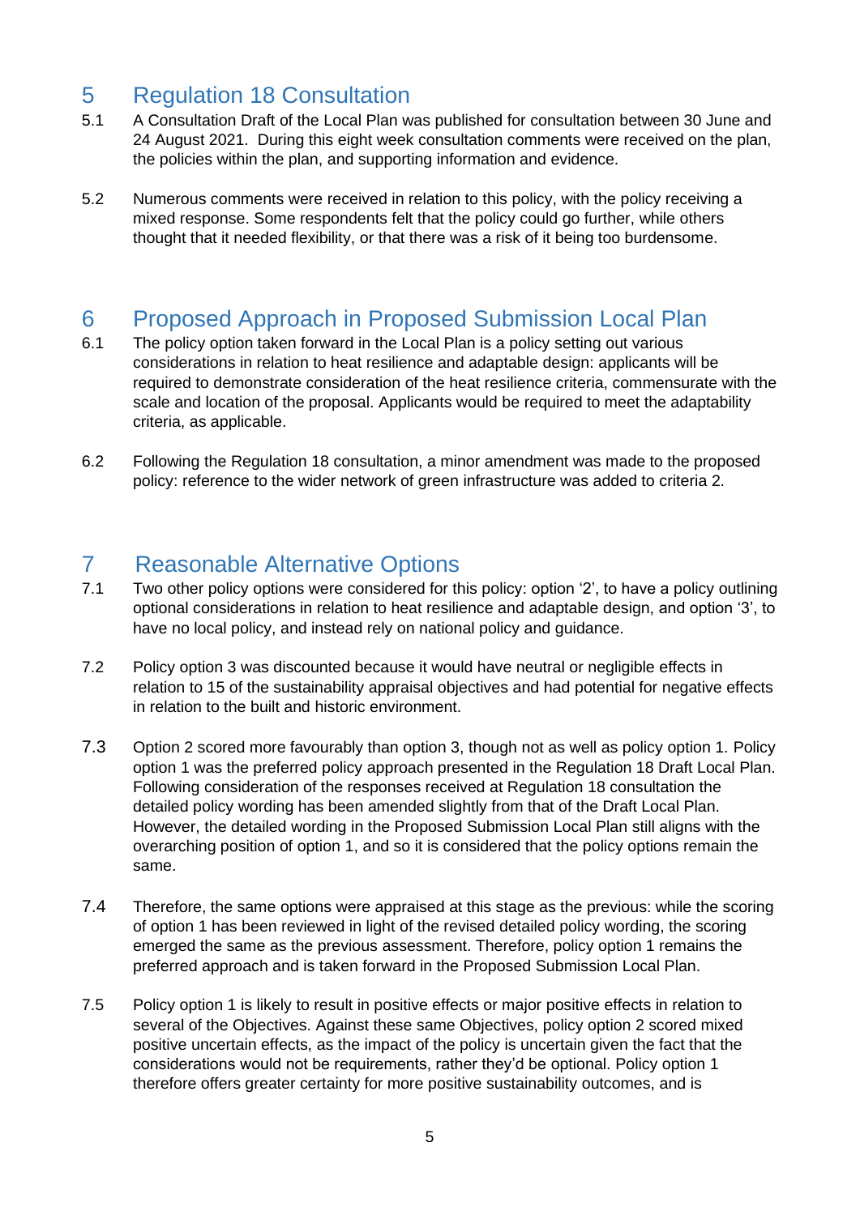## 5 Regulation 18 Consultation

5.1 A Consultation Draft of the Local Plan was published for consultation between 30 June and 24 August 2021. During this eight week consultation comments were received on the plan, the policies within the plan, and supporting information and evidence.

5.2 Numerous comments were received in relation to this policy, with the policy receiving a mixed response. Some respondents felt that the policy could go further, while others thought that it needed flexibility, or that there was a risk of it being too burdensome.

## 6 Proposed Approach in Proposed Submission Local Plan

6.1 The policy option taken forward in the Local Plan is a policy setting out various considerations in relation to heat resilience and adaptable design: applicants will be required to demonstrate consideration of the heat resilience criteria, commensurate with the scale and location of the proposal. Applicants would be required to meet the adaptability criteria, as applicable.

6.2 Following the Regulation 18 consultation, a minor amendment was made to the proposed policy: reference to the wider network of green infrastructure was added to criteria 2.

## 7 Reasonable Alternative Options

7.1 Two other policy options were considered for this policy: option '2', to have a policy outlining optional considerations in relation to heat resilience and adaptable design, and option '3', to have no local policy, and instead rely on national policy and guidance.

7.2 Policy option 3 was discounted because it would have neutral or negligible effects in relation to 15 of the sustainability appraisal objectives and had potential for negative effects in relation to the built and historic environment.

7.3 Option 2 scored more favourably than option 3, though not as well as policy option 1. Policy option 1 was the preferred policy approach presented in the Regulation 18 Draft Local Plan. Following consideration of the responses received at Regulation 18 consultation the detailed policy wording has been amended slightly from that of the Draft Local Plan. However, the detailed wording in the Proposed Submission Local Plan still aligns with the overarching position of option 1, and so it is considered that the policy options remain the same.

7.4 Therefore, the same options were appraised at this stage as the previous: while the scoring of option 1 has been reviewed in light of the revised detailed policy wording, the scoring emerged the same as the previous assessment. Therefore, policy option 1 remains the preferred approach and is taken forward in the Proposed Submission Local Plan.

7.5 Policy option 1 is likely to result in positive effects or major positive effects in relation to several of the Objectives. Against these same Objectives, policy option 2 scored mixed positive uncertain effects, as the impact of the policy is uncertain given the fact that the considerations would not be requirements, rather they'd be optional. Policy option 1 therefore offers greater certainty for more positive sustainability outcomes, and is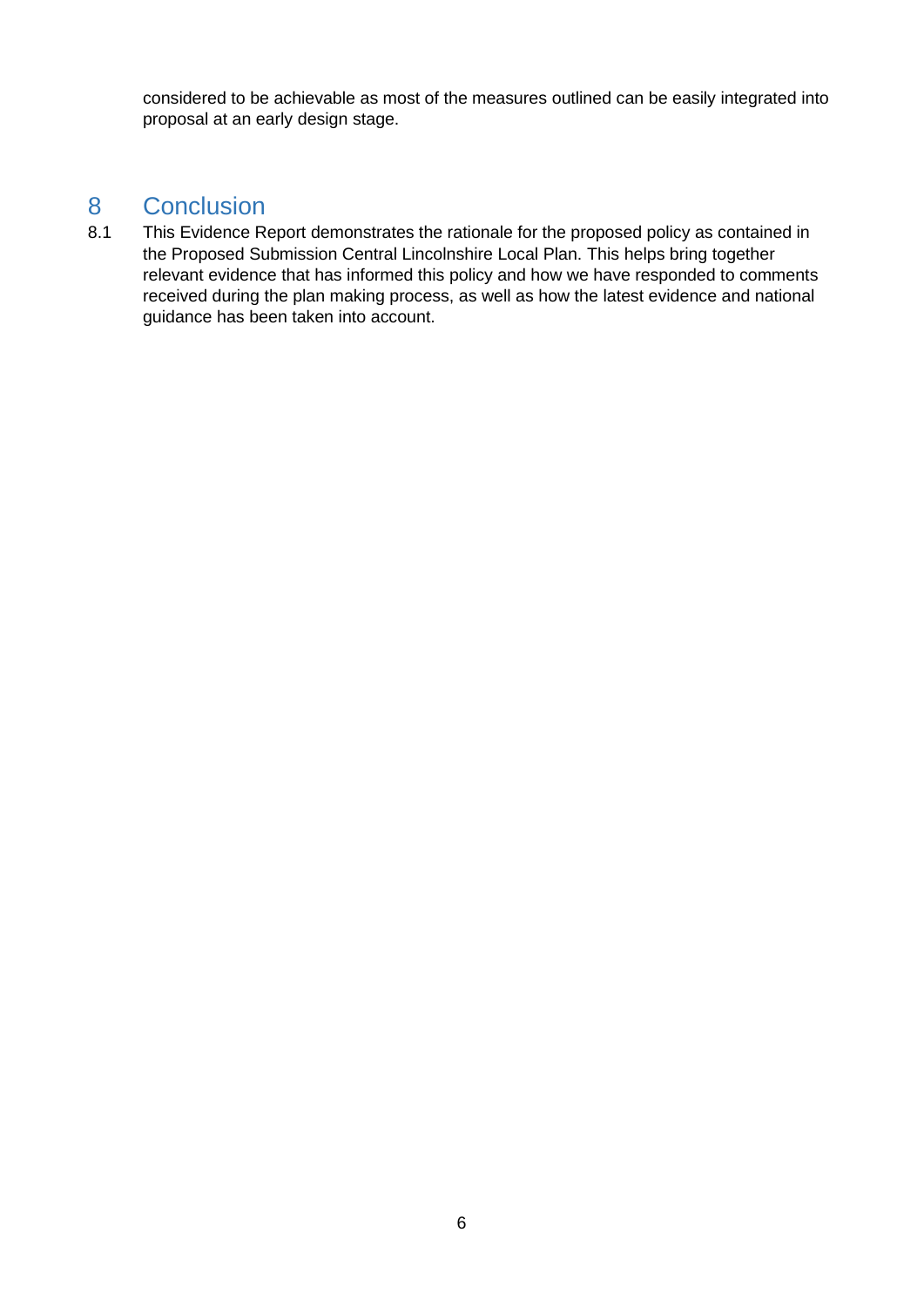considered to be achievable as most of the measures outlined can be easily integrated into proposal at an early design stage.

# 8 Conclusion

8.1 This Evidence Report demonstrates the rationale for the proposed policy as contained in the Proposed Submission Central Lincolnshire Local Plan. This helps bring together relevant evidence that has informed this policy and how we have responded to comments received during the plan making process, as well as how the latest evidence and national guidance has been taken into account.